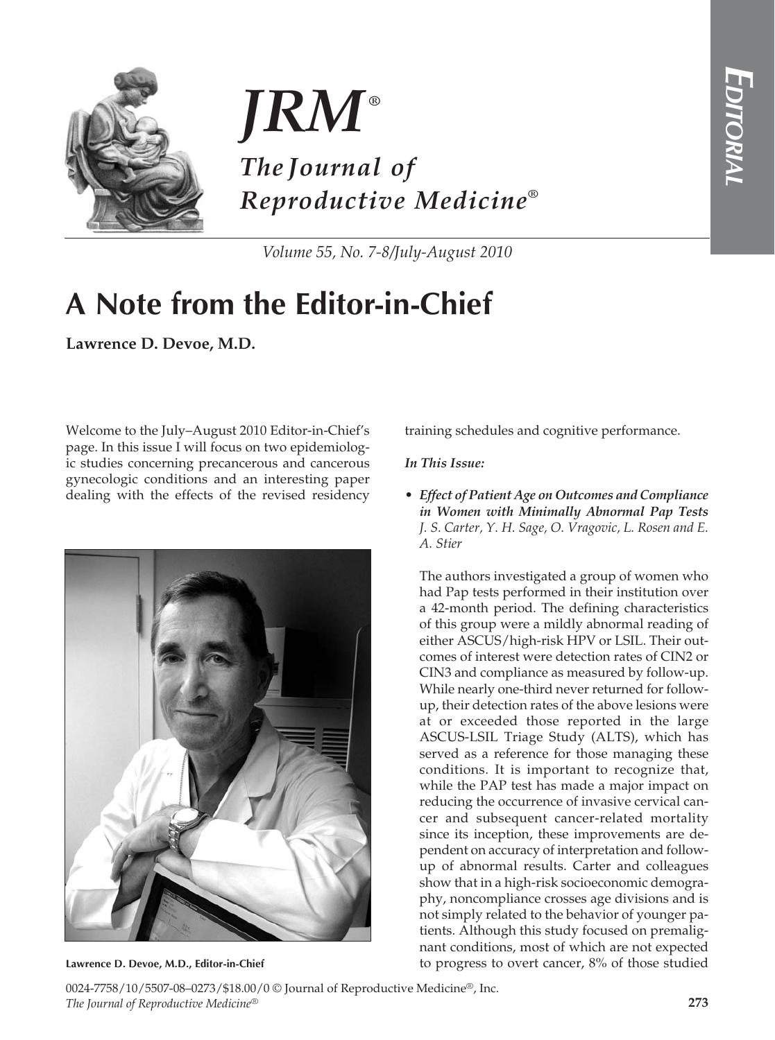# A Note from the Editor-in-Chief

**Lawrence D. Devoe, M.D.**

Welcome to the July–August 2010 Editor-in-Chief's page. In this issue I will focus on two epidemiologic studies concerning precancerous and cancerous gynecologic conditions and an interesting paper dealing with the effects of the revised residency training schedules and cognitive performance.

**Lawrence D. Devoe, M.D., Editor-in-Chief**

***In This Issue:***

- ***Effect of Patient Age on Outcomes and Compliance in Women with Minimally Abnormal Pap Tests***
  *J. S. Carter, Y. H. Sage, O. Vragovic, L. Rosen and E. A. Stier*

  The authors investigated a group of women who had Pap tests performed in their institution over a 42-month period. The defining characteristics of this group were a mildly abnormal reading of either ASCUS/high-risk HPV or LSIL. Their outcomes of interest were detection rates of CIN2 or CIN3 and compliance as measured by follow-up. While nearly one-third never returned for follow-up, their detection rates of the above lesions were at or exceeded those reported in the large ASCUS-LSIL Triage Study (ALTS), which has served as a reference for those managing these conditions. It is important to recognize that, while the PAP test has made a major impact on reducing the occurrence of invasive cervical cancer and subsequent cancer-related mortality since its inception, these improvements are dependent on accuracy of interpretation and follow-up of abnormal results. Carter and colleagues show that in a high-risk socioeconomic demography, noncompliance crosses age divisions and is not simply related to the behavior of younger patients. Although this study focused on premalignant conditions, most of which are not expected to progress to overt cancer, 8% of those studied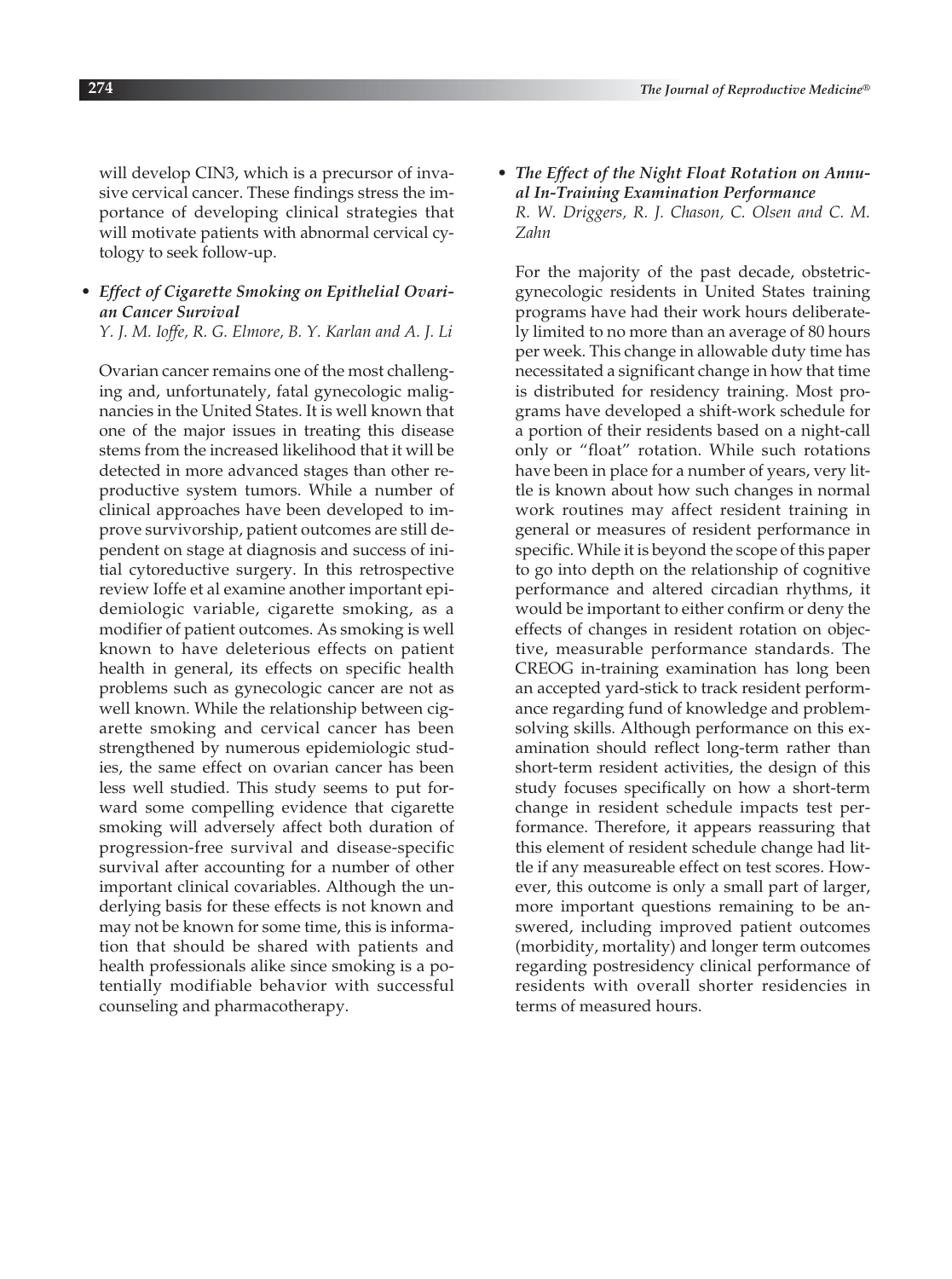will develop CIN3, which is a precursor of invasive cervical cancer. These findings stress the importance of developing clinical strategies that will motivate patients with abnormal cervical cytology to seek follow-up.

- ***Effect of Cigarette Smoking on Epithelial Ovarian Cancer Survival***
  *Y. J. M. Ioffe, R. G. Elmore, B. Y. Karlan and A. J. Li*

Ovarian cancer remains one of the most challenging and, unfortunately, fatal gynecologic malignancies in the United States. It is well known that one of the major issues in treating this disease stems from the increased likelihood that it will be detected in more advanced stages than other reproductive system tumors. While a number of clinical approaches have been developed to improve survivorship, patient outcomes are still dependent on stage at diagnosis and success of initial cytoreductive surgery. In this retrospective review Ioffe et al examine another important epidemiologic variable, cigarette smoking, as a modifier of patient outcomes. As smoking is well known to have deleterious effects on patient health in general, its effects on specific health problems such as gynecologic cancer are not as well known. While the relationship between cigarette smoking and cervical cancer has been strengthened by numerous epidemiologic studies, the same effect on ovarian cancer has been less well studied. This study seems to put forward some compelling evidence that cigarette smoking will adversely affect both duration of progression-free survival and disease-specific survival after accounting for a number of other important clinical covariables. Although the underlying basis for these effects is not known and may not be known for some time, this is information that should be shared with patients and health professionals alike since smoking is a potentially modifiable behavior with successful counseling and pharmacotherapy.

- ***The Effect of the Night Float Rotation on Annual In-Training Examination Performance***
  *R. W. Driggers, R. J. Chason, C. Olsen and C. M. Zahn*

For the majority of the past decade, obstetric-gynecologic residents in United States training programs have had their work hours deliberately limited to no more than an average of 80 hours per week. This change in allowable duty time has necessitated a significant change in how that time is distributed for residency training. Most programs have developed a shift-work schedule for a portion of their residents based on a night-call only or "float" rotation. While such rotations have been in place for a number of years, very little is known about how such changes in normal work routines may affect resident training in general or measures of resident performance in specific. While it is beyond the scope of this paper to go into depth on the relationship of cognitive performance and altered circadian rhythms, it would be important to either confirm or deny the effects of changes in resident rotation on objective, measurable performance standards. The CREOG in-training examination has long been an accepted yard-stick to track resident performance regarding fund of knowledge and problem-solving skills. Although performance on this examination should reflect long-term rather than short-term resident activities, the design of this study focuses specifically on how a short-term change in resident schedule impacts test performance. Therefore, it appears reassuring that this element of resident schedule change had little if any measureable effect on test scores. However, this outcome is only a small part of larger, more important questions remaining to be answered, including improved patient outcomes (morbidity, mortality) and longer term outcomes regarding postresidency clinical performance of residents with overall shorter residencies in terms of measured hours.